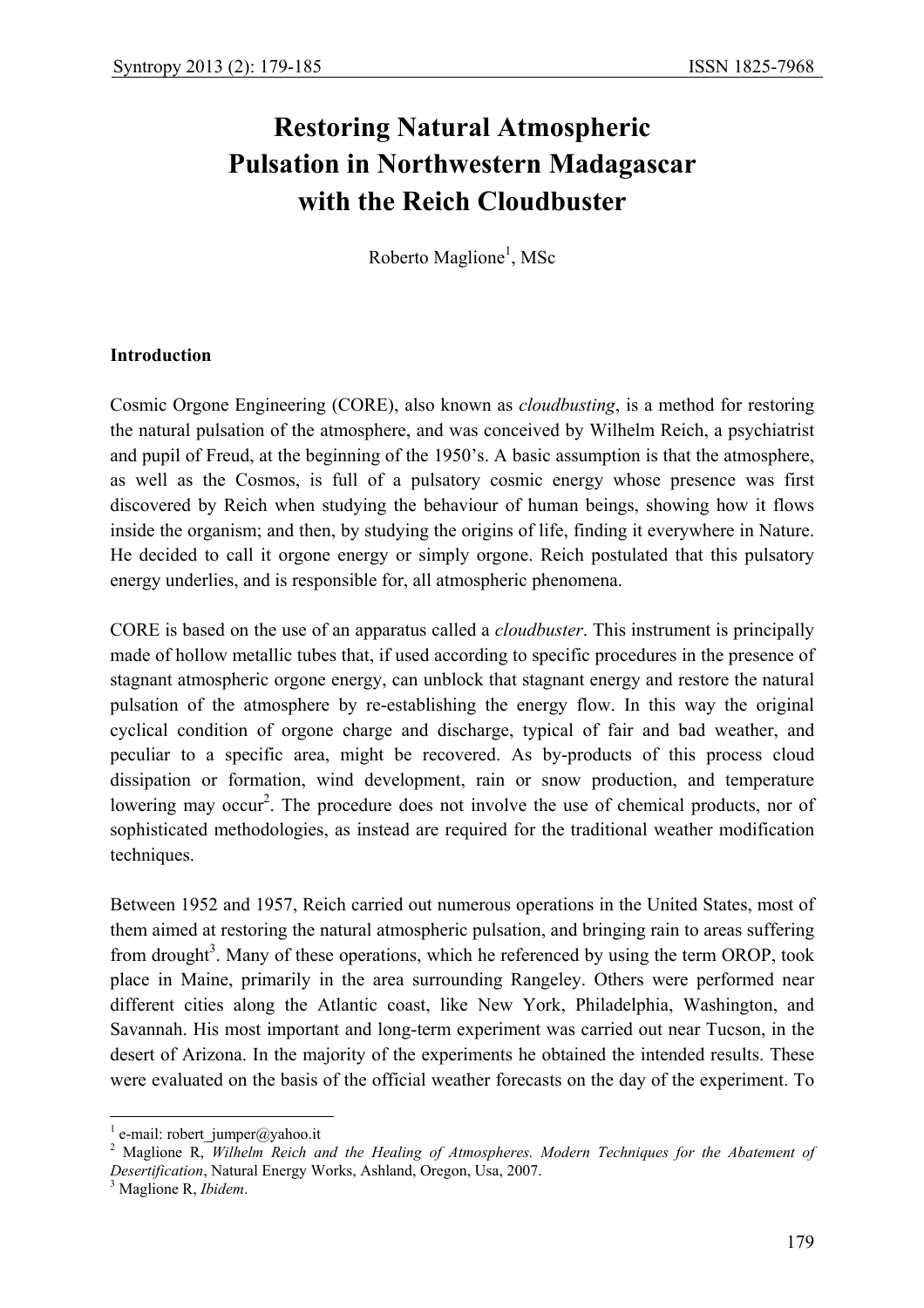# Restoring Natural Atmospheric Pulsation in Northwestern Madagascar with the Reich Cloudbuster

Roberto Maglione[1], MSc

## Introduction

Cosmic Orgone Engineering (CORE), also known as *cloudbusting*, is a method for restoring the natural pulsation of the atmosphere, and was conceived by Wilhelm Reich, a psychiatrist and pupil of Freud, at the beginning of the 1950's. A basic assumption is that the atmosphere, as well as the Cosmos, is full of a pulsatory cosmic energy whose presence was first discovered by Reich when studying the behaviour of human beings, showing how it flows inside the organism; and then, by studying the origins of life, finding it everywhere in Nature. He decided to call it orgone energy or simply orgone. Reich postulated that this pulsatory energy underlies, and is responsible for, all atmospheric phenomena.

CORE is based on the use of an apparatus called a *cloudbuster*. This instrument is principally made of hollow metallic tubes that, if used according to specific procedures in the presence of stagnant atmospheric orgone energy, can unblock that stagnant energy and restore the natural pulsation of the atmosphere by re-establishing the energy flow. In this way the original cyclical condition of orgone charge and discharge, typical of fair and bad weather, and peculiar to a specific area, might be recovered. As by-products of this process cloud dissipation or formation, wind development, rain or snow production, and temperature lowering may occur[2]. The procedure does not involve the use of chemical products, nor of sophisticated methodologies, as instead are required for the traditional weather modification techniques.

Between 1952 and 1957, Reich carried out numerous operations in the United States, most of them aimed at restoring the natural atmospheric pulsation, and bringing rain to areas suffering from drought[3]. Many of these operations, which he referenced by using the term OROP, took place in Maine, primarily in the area surrounding Rangeley. Others were performed near different cities along the Atlantic coast, like New York, Philadelphia, Washington, and Savannah. His most important and long-term experiment was carried out near Tucson, in the desert of Arizona. In the majority of the experiments he obtained the intended results. These were evaluated on the basis of the official weather forecasts on the day of the experiment. To

---

[1] e-mail: robert_jumper@yahoo.it

[2] Maglione R, *Wilhelm Reich and the Healing of Atmospheres. Modern Techniques for the Abatement of Desertification*, Natural Energy Works, Ashland, Oregon, Usa, 2007.

[3] Maglione R, *Ibidem*.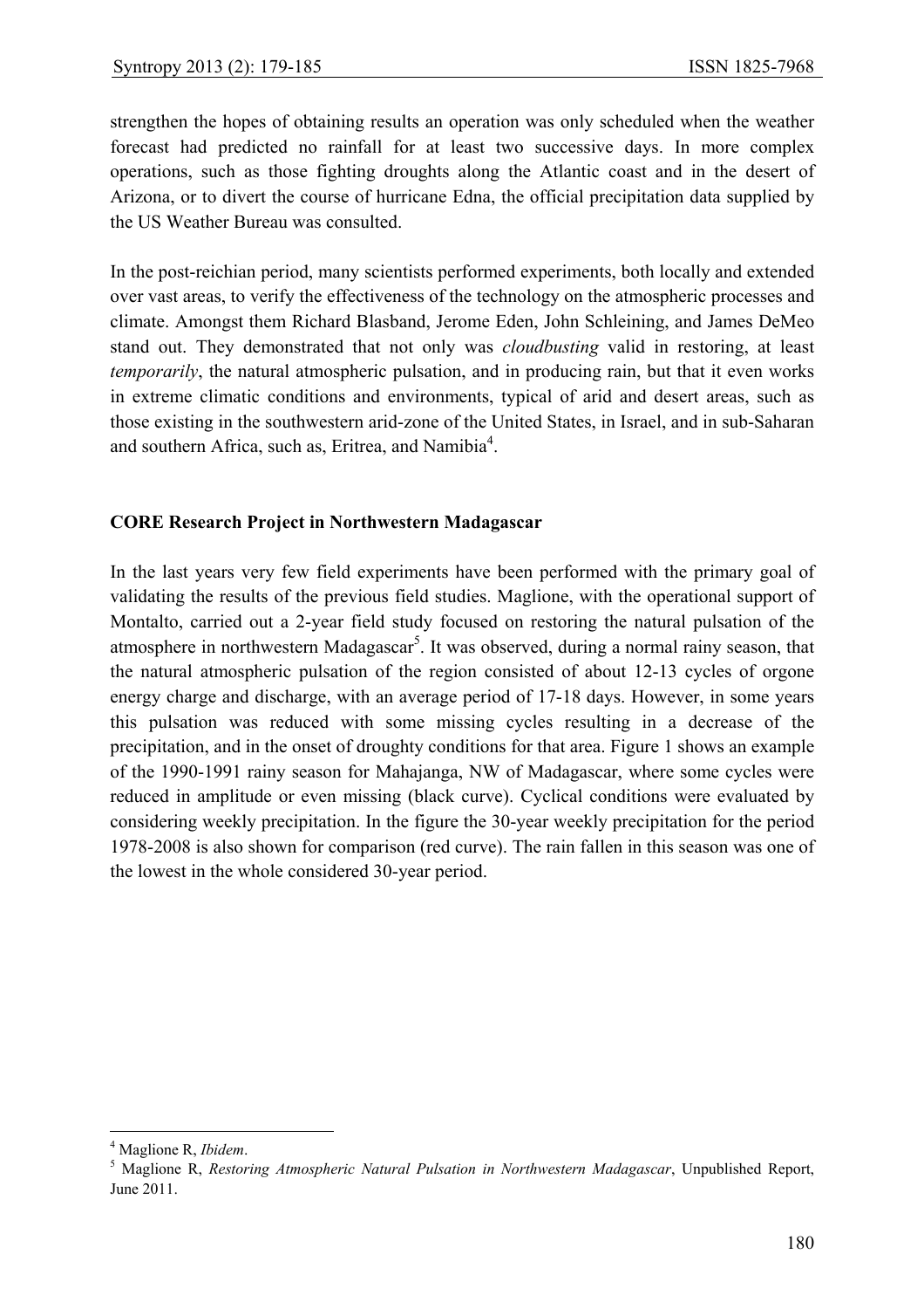strengthen the hopes of obtaining results an operation was only scheduled when the weather forecast had predicted no rainfall for at least two successive days. In more complex operations, such as those fighting droughts along the Atlantic coast and in the desert of Arizona, or to divert the course of hurricane Edna, the official precipitation data supplied by the US Weather Bureau was consulted.

In the post-reichian period, many scientists performed experiments, both locally and extended over vast areas, to verify the effectiveness of the technology on the atmospheric processes and climate. Amongst them Richard Blasband, Jerome Eden, John Schleining, and James DeMeo stand out. They demonstrated that not only was *cloudbusting* valid in restoring, at least *temporarily*, the natural atmospheric pulsation, and in producing rain, but that it even works in extreme climatic conditions and environments, typical of arid and desert areas, such as those existing in the southwestern arid-zone of the United States, in Israel, and in sub-Saharan and southern Africa, such as, Eritrea, and Namibia[4].

**CORE Research Project in Northwestern Madagascar**

In the last years very few field experiments have been performed with the primary goal of validating the results of the previous field studies. Maglione, with the operational support of Montalto, carried out a 2-year field study focused on restoring the natural pulsation of the atmosphere in northwestern Madagascar[5]. It was observed, during a normal rainy season, that the natural atmospheric pulsation of the region consisted of about 12-13 cycles of orgone energy charge and discharge, with an average period of 17-18 days. However, in some years this pulsation was reduced with some missing cycles resulting in a decrease of the precipitation, and in the onset of droughty conditions for that area. Figure 1 shows an example of the 1990-1991 rainy season for Mahajanga, NW of Madagascar, where some cycles were reduced in amplitude or even missing (black curve). Cyclical conditions were evaluated by considering weekly precipitation. In the figure the 30-year weekly precipitation for the period 1978-2008 is also shown for comparison (red curve). The rain fallen in this season was one of the lowest in the whole considered 30-year period.

[4] Maglione R, *Ibidem*.

[5] Maglione R, *Restoring Atmospheric Natural Pulsation in Northwestern Madagascar*, Unpublished Report, June 2011.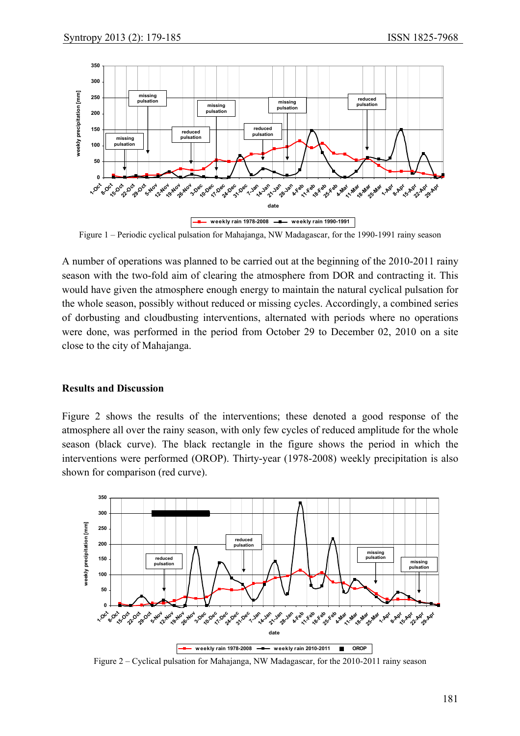Figure 1 – Periodic cyclical pulsation for Mahajanga, NW Madagascar, for the 1990-1991 rainy season

A number of operations was planned to be carried out at the beginning of the 2010-2011 rainy season with the two-fold aim of clearing the atmosphere from DOR and contracting it. This would have given the atmosphere enough energy to maintain the natural cyclical pulsation for the whole season, possibly without reduced or missing cycles. Accordingly, a combined series of dorbusting and cloudbusting interventions, alternated with periods where no operations were done, was performed in the period from October 29 to December 02, 2010 on a site close to the city of Mahajanga.

## Results and Discussion

Figure 2 shows the results of the interventions; these denoted a good response of the atmosphere all over the rainy season, with only few cycles of reduced amplitude for the whole season (black curve). The black rectangle in the figure shows the period in which the interventions were performed (OROP). Thirty-year (1978-2008) weekly precipitation is also shown for comparison (red curve).

Figure 2 – Cyclical pulsation for Mahajanga, NW Madagascar, for the 2010-2011 rainy season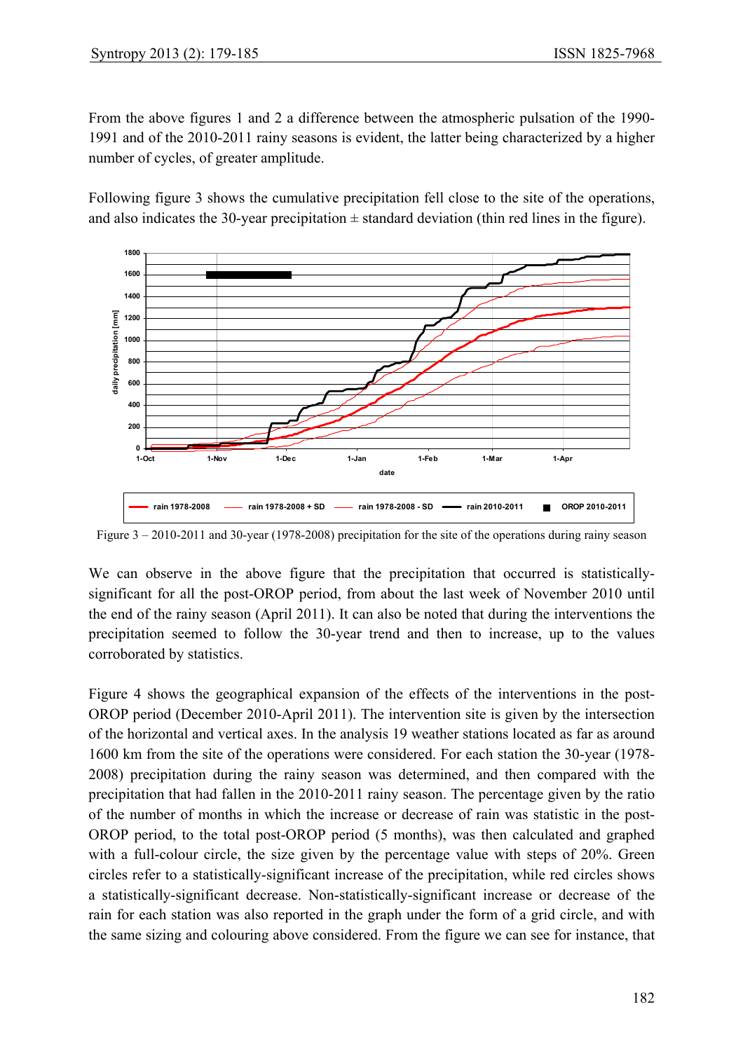From the above figures 1 and 2 a difference between the atmospheric pulsation of the 1990-1991 and of the 2010-2011 rainy seasons is evident, the latter being characterized by a higher number of cycles, of greater amplitude.

Following figure 3 shows the cumulative precipitation fell close to the site of the operations, and also indicates the 30-year precipitation ± standard deviation (thin red lines in the figure).

Figure 3 – 2010-2011 and 30-year (1978-2008) precipitation for the site of the operations during rainy season

We can observe in the above figure that the precipitation that occurred is statistically-significant for all the post-OROP period, from about the last week of November 2010 until the end of the rainy season (April 2011). It can also be noted that during the interventions the precipitation seemed to follow the 30-year trend and then to increase, up to the values corroborated by statistics.

Figure 4 shows the geographical expansion of the effects of the interventions in the post-OROP period (December 2010-April 2011). The intervention site is given by the intersection of the horizontal and vertical axes. In the analysis 19 weather stations located as far as around 1600 km from the site of the operations were considered. For each station the 30-year (1978-2008) precipitation during the rainy season was determined, and then compared with the precipitation that had fallen in the 2010-2011 rainy season. The percentage given by the ratio of the number of months in which the increase or decrease of rain was statistic in the post-OROP period, to the total post-OROP period (5 months), was then calculated and graphed with a full-colour circle, the size given by the percentage value with steps of 20%. Green circles refer to a statistically-significant increase of the precipitation, while red circles shows a statistically-significant decrease. Non-statistically-significant increase or decrease of the rain for each station was also reported in the graph under the form of a grid circle, and with the same sizing and colouring above considered. From the figure we can see for instance, that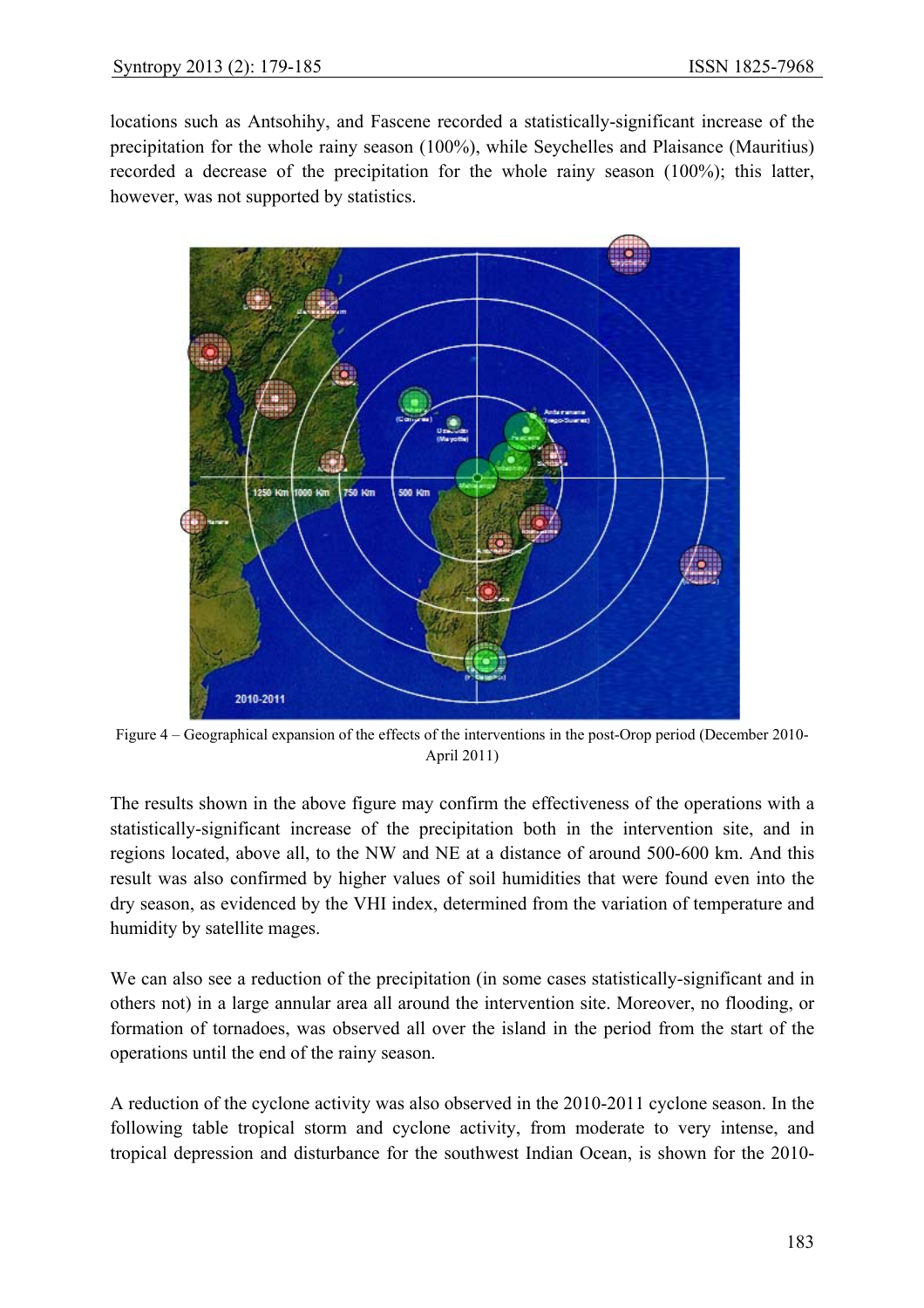locations such as Antsohihy, and Fascene recorded a statistically-significant increase of the precipitation for the whole rainy season (100%), while Seychelles and Plaisance (Mauritius) recorded a decrease of the precipitation for the whole rainy season (100%); this latter, however, was not supported by statistics.

Figure 4 – Geographical expansion of the effects of the interventions in the post-Orop period (December 2010-April 2011)

The results shown in the above figure may confirm the effectiveness of the operations with a statistically-significant increase of the precipitation both in the intervention site, and in regions located, above all, to the NW and NE at a distance of around 500-600 km. And this result was also confirmed by higher values of soil humidities that were found even into the dry season, as evidenced by the VHI index, determined from the variation of temperature and humidity by satellite mages.

We can also see a reduction of the precipitation (in some cases statistically-significant and in others not) in a large annular area all around the intervention site. Moreover, no flooding, or formation of tornadoes, was observed all over the island in the period from the start of the operations until the end of the rainy season.

A reduction of the cyclone activity was also observed in the 2010-2011 cyclone season. In the following table tropical storm and cyclone activity, from moderate to very intense, and tropical depression and disturbance for the southwest Indian Ocean, is shown for the 2010-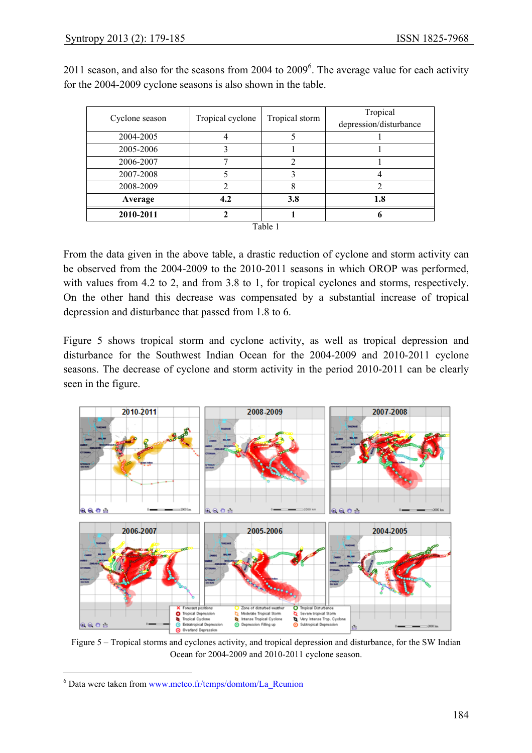2011 season, and also for the seasons from 2004 to 2009[6]. The average value for each activity for the 2004-2009 cyclone seasons is also shown in the table.

| Cyclone season | Tropical cyclone | Tropical storm | Tropical depression/disturbance |
|---|---|---|---|
| 2004-2005 | 4 | 5 | 1 |
| 2005-2006 | 3 | 1 | 1 |
| 2006-2007 | 7 | 2 | 1 |
| 2007-2008 | 5 | 3 | 4 |
| 2008-2009 | 2 | 8 | 2 |
| **Average** | **4.2** | **3.8** | **1.8** |
| **2010-2011** | **2** | **1** | **6** |

Table 1

From the data given in the above table, a drastic reduction of cyclone and storm activity can be observed from the 2004-2009 to the 2010-2011 seasons in which OROP was performed, with values from 4.2 to 2, and from 3.8 to 1, for tropical cyclones and storms, respectively. On the other hand this decrease was compensated by a substantial increase of tropical depression and disturbance that passed from 1.8 to 6.

Figure 5 shows tropical storm and cyclone activity, as well as tropical depression and disturbance for the Southwest Indian Ocean for the 2004-2009 and 2010-2011 cyclone seasons. The decrease of cyclone and storm activity in the period 2010-2011 can be clearly seen in the figure.

Figure 5 – Tropical storms and cyclones activity, and tropical depression and disturbance, for the SW Indian Ocean for 2004-2009 and 2010-2011 cyclone season.

[6] Data were taken from www.meteo.fr/temps/domtom/La_Reunion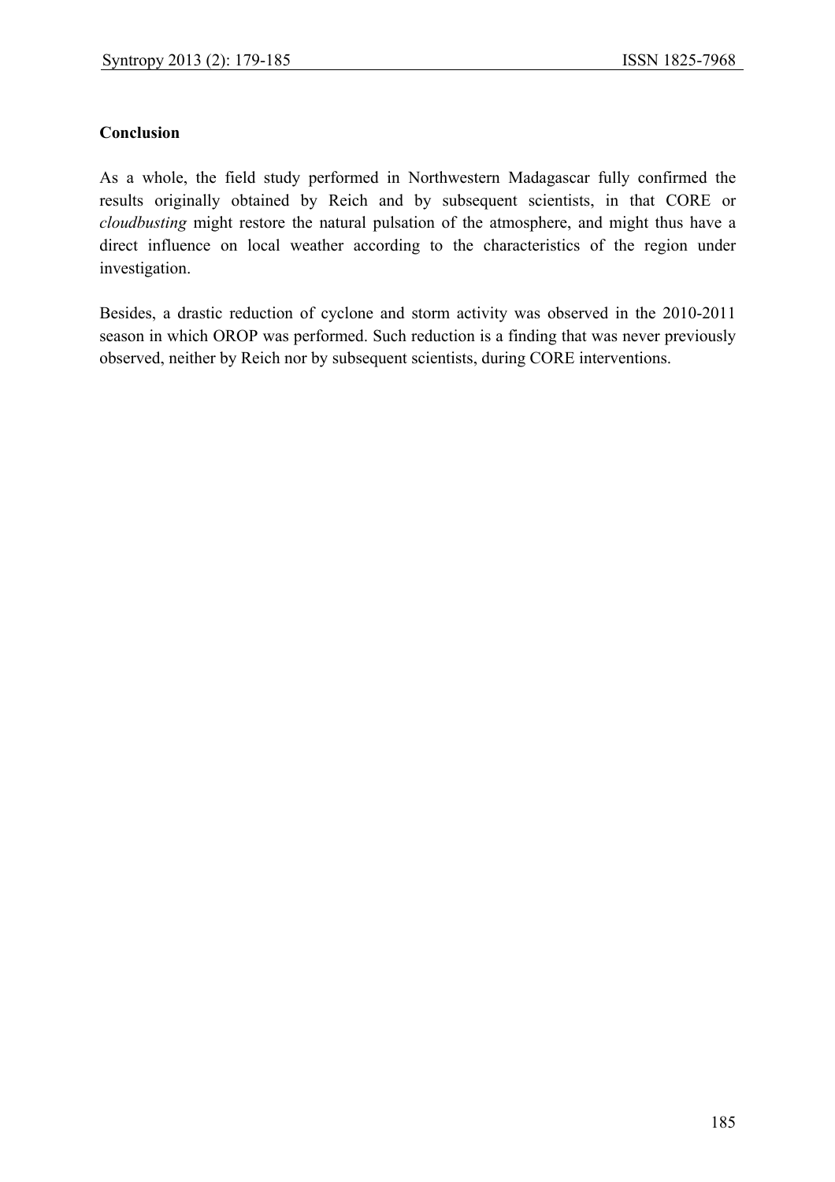**Conclusion**

As a whole, the field study performed in Northwestern Madagascar fully confirmed the results originally obtained by Reich and by subsequent scientists, in that CORE or *cloudbusting* might restore the natural pulsation of the atmosphere, and might thus have a direct influence on local weather according to the characteristics of the region under investigation.

Besides, a drastic reduction of cyclone and storm activity was observed in the 2010-2011 season in which OROP was performed. Such reduction is a finding that was never previously observed, neither by Reich nor by subsequent scientists, during CORE interventions.